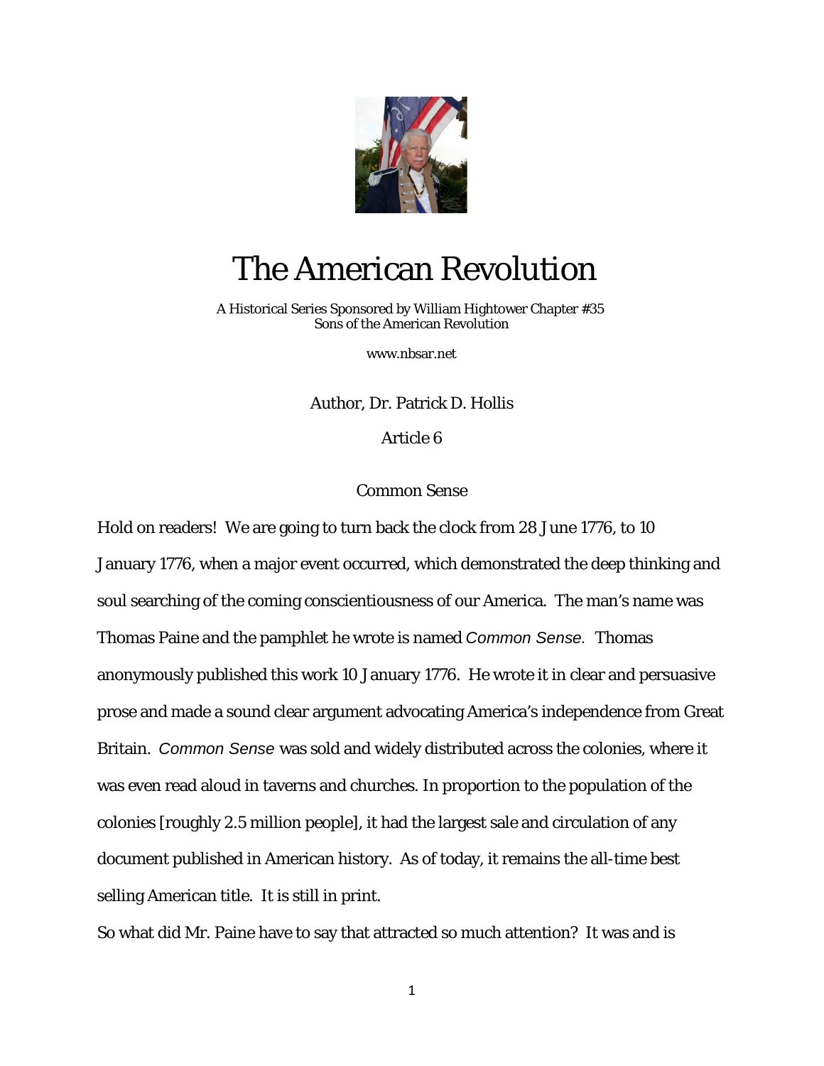# The American Revolution

A Historical Series Sponsored by William Hightower Chapter #35
Sons of the American Revolution

www.nbsar.net

Author, Dr. Patrick D. Hollis

Article 6

## Common Sense

Hold on readers! We are going to turn back the clock from 28 June 1776, to 10 January 1776, when a major event occurred, which demonstrated the deep thinking and soul searching of the coming conscientiousness of our America. The man's name was Thomas Paine and the pamphlet he wrote is named *Common Sense.* Thomas anonymously published this work 10 January 1776. He wrote it in clear and persuasive prose and made a sound clear argument advocating America's independence from Great Britain. *Common Sense* was sold and widely distributed across the colonies, where it was even read aloud in taverns and churches. In proportion to the population of the colonies [roughly 2.5 million people], it had the largest sale and circulation of any document published in American history. As of today, it remains the all-time best selling American title. It is still in print.

So what did Mr. Paine have to say that attracted so much attention? It was and is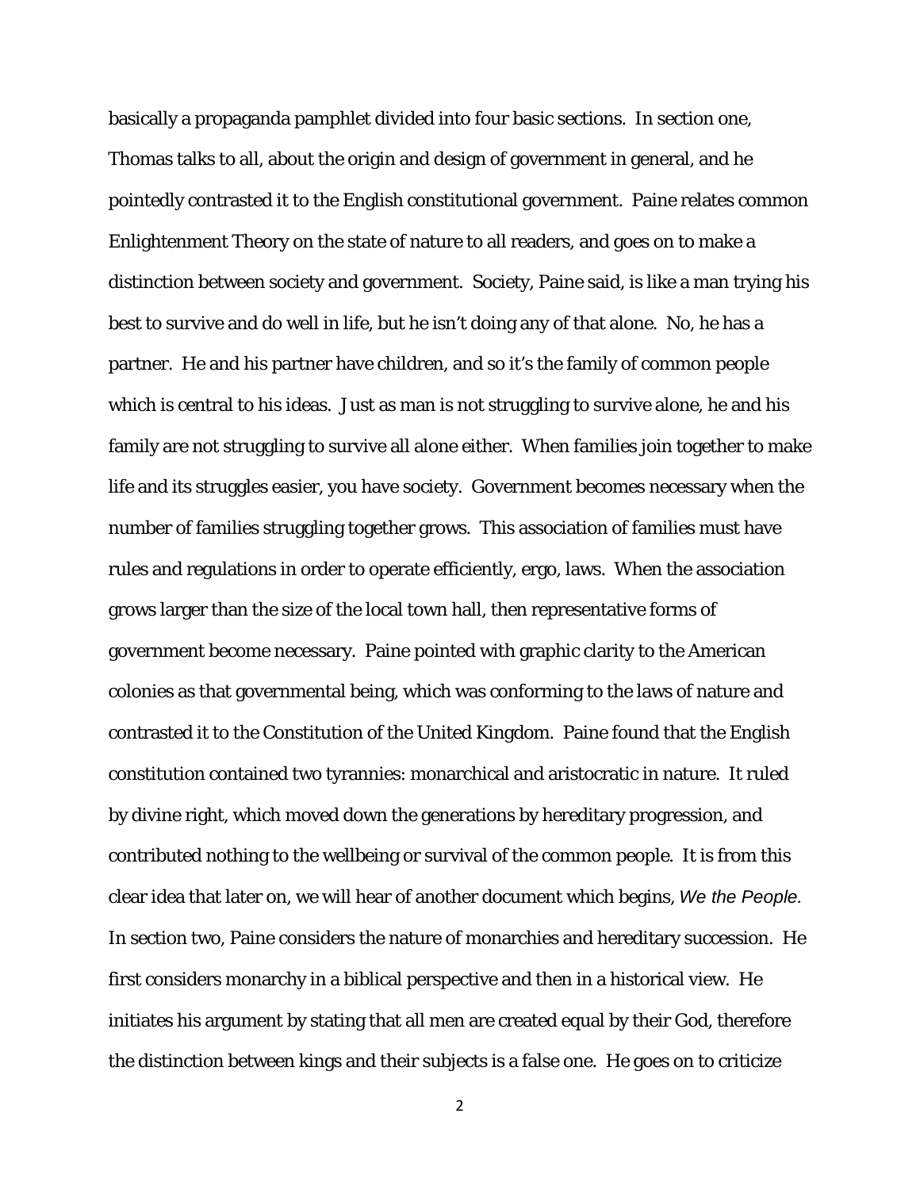basically a propaganda pamphlet divided into four basic sections. In section one, Thomas talks to all, about the origin and design of government in general, and he pointedly contrasted it to the English constitutional government. Paine relates common Enlightenment Theory on the state of nature to all readers, and goes on to make a distinction between society and government. Society, Paine said, is like a man trying his best to survive and do well in life, but he isn't doing any of that alone. No, he has a partner. He and his partner have children, and so it's the family of common people which is central to his ideas. Just as man is not struggling to survive alone, he and his family are not struggling to survive all alone either. When families join together to make life and its struggles easier, you have society. Government becomes necessary when the number of families struggling together grows. This association of families must have rules and regulations in order to operate efficiently, ergo, laws. When the association grows larger than the size of the local town hall, then representative forms of government become necessary. Paine pointed with graphic clarity to the American colonies as that governmental being, which was conforming to the laws of nature and contrasted it to the Constitution of the United Kingdom. Paine found that the English constitution contained two tyrannies: monarchical and aristocratic in nature. It ruled by divine right, which moved down the generations by hereditary progression, and contributed nothing to the wellbeing or survival of the common people. It is from this clear idea that later on, we will hear of another document which begins, *We the People.* In section two, Paine considers the nature of monarchies and hereditary succession. He first considers monarchy in a biblical perspective and then in a historical view. He initiates his argument by stating that all men are created equal by their God, therefore the distinction between kings and their subjects is a false one. He goes on to criticize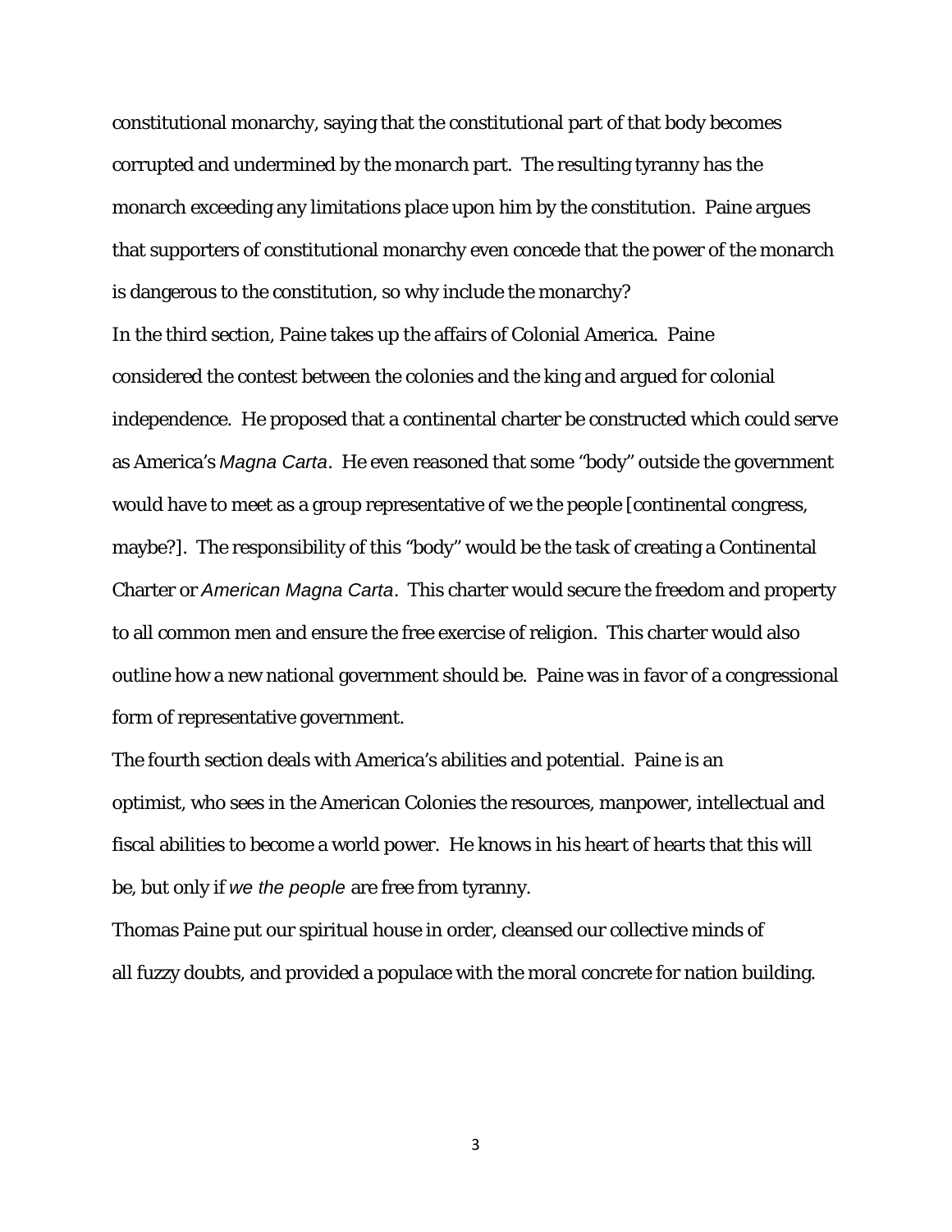constitutional monarchy, saying that the constitutional part of that body becomes corrupted and undermined by the monarch part. The resulting tyranny has the monarch exceeding any limitations place upon him by the constitution. Paine argues that supporters of constitutional monarchy even concede that the power of the monarch is dangerous to the constitution, so why include the monarchy?

In the third section, Paine takes up the affairs of Colonial America. Paine considered the contest between the colonies and the king and argued for colonial independence. He proposed that a continental charter be constructed which could serve as America's *Magna Carta*. He even reasoned that some "body" outside the government would have to meet as a group representative of we the people [continental congress, maybe?]. The responsibility of this "body" would be the task of creating a Continental Charter or *American Magna Carta*. This charter would secure the freedom and property to all common men and ensure the free exercise of religion. This charter would also outline how a new national government should be. Paine was in favor of a congressional form of representative government.

The fourth section deals with America's abilities and potential. Paine is an optimist, who sees in the American Colonies the resources, manpower, intellectual and fiscal abilities to become a world power. He knows in his heart of hearts that this will be, but only if *we the people* are free from tyranny.

Thomas Paine put our spiritual house in order, cleansed our collective minds of all fuzzy doubts, and provided a populace with the moral concrete for nation building.